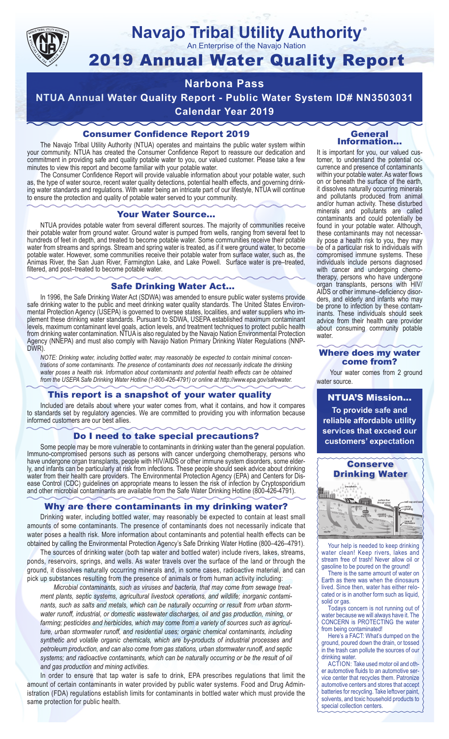# Navajo Tribal Utility Authority®

An Enterprise of the Navajo Nation

# 2019 Annual Water Quality Report

## Narbona Pass

## NTUA Annual Water Quality Report - Public Water System ID# NN3503031

## Calendar Year 2019

### Consumer Confidence Report 2019

The Navajo Tribal Utility Authority (NTUA) operates and maintains the public water system within your community. NTUA has created the Consumer Confidence Report to reassure our dedication and commitment in providing safe and quality potable water to you, our valued customer. Please take a few minutes to view this report and become familiar with your potable water.

The Consumer Confidence Report will provide valuable information about your potable water, such as, the type of water source, recent water quality detections, potential health effects, and governing drinking water standards and regulations. With water being an intricate part of our lifestyle, NTUA will continue to ensure the protection and quality of potable water served to your community.

### Your Water Source…

NTUA provides potable water from several different sources. The majority of communities receive their potable water from ground water. Ground water is pumped from wells, ranging from several feet to hundreds of feet in depth, and treated to become potable water. Some communities receive their potable water from streams and springs. Stream and spring water is treated, as if it were ground water, to become potable water. However, some communities receive their potable water from surface water, such as, the Animas River, the San Juan River, Farmington Lake, and Lake Powell. Surface water is pre–treated, filtered, and post–treated to become potable water.

### Safe Drinking Water Act…

In 1996, the Safe Drinking Water Act (SDWA) was amended to ensure public water systems provide safe drinking water to the public and meet drinking water quality standards. The United States Environmental Protection Agency (USEPA) is governed to oversee states, localities, and water suppliers who implement these drinking water standards. Pursuant to SDWA, USEPA established maximum contaminant levels, maximum contaminant level goals, action levels, and treatment techniques to protect public health from drinking water contamination. NTUA is also regulated by the Navajo Nation Environmental Protection Agency (NNEPA) and must also comply with Navajo Nation Primary Drinking Water Regulations (NNPDWR).

*NOTE: Drinking water, including bottled water, may reasonably be expected to contain minimal concentrations of some contaminants. The presence of contaminants does not necessarily indicate the drinking water poses a health risk. Information about contaminants and potential health effects can be obtained from the USEPA Safe Drinking Water Hotline (1-800-426-4791) or online at http://www.epa.gov/safewater.*

### This report is a snapshot of your water quality

Included are details about where your water comes from, what it contains, and how it compares to standards set by regulatory agencies. We are committed to providing you with information because informed customers are our best allies.

### Do I need to take special precautions?

Some people may be more vulnerable to contaminants in drinking water than the general population. Immuno-compromised persons such as persons with cancer undergoing chemotherapy, persons who have undergone organ transplants, people with HIV/AIDS or other immune system disorders, some elderly, and infants can be particularly at risk from infections. These people should seek advice about drinking water from their health care providers. The Environmental Protection Agency (EPA) and Centers for Disease Control (CDC) guidelines on appropriate means to lessen the risk of infection by Cryptosporidium and other microbial contaminants are available from the Safe Water Drinking Hotline (800-426-4791).

### Why are there contaminants in my drinking water?

Drinking water, including bottled water, may reasonably be expected to contain at least small amounts of some contaminants. The presence of contaminants does not necessarily indicate that water poses a health risk. More information about contaminants and potential health effects can be obtained by calling the Environmental Protection Agency's Safe Drinking Water Hotline (800–426–4791).

The sources of drinking water (both tap water and bottled water) include rivers, lakes, streams, ponds, reservoirs, springs, and wells. As water travels over the surface of the land or through the ground, it dissolves naturally occurring minerals and, in some cases, radioactive material, and can pick up substances resulting from the presence of animals or from human activity including:

*Microbial contaminants, such as viruses and bacteria, that may come from sewage treatment plants, septic systems, agricultural livestock operations, and wildlife; inorganic contaminants, such as salts and metals, which can be naturally occurring or result from urban stormwater runoff, industrial, or domestic wastewater discharges, oil and gas production, mining, or farming; pesticides and herbicides, which may come from a variety of sources such as agriculture, urban stormwater runoff, and residential uses; organic chemical contaminants, including synthetic and volatile organic chemicals, which are by-products of industrial processes and petroleum production, and can also come from gas stations, urban stormwater runoff, and septic systems; and radioactive contaminants, which can be naturally occurring or be the result of oil and gas production and mining activities.*

In order to ensure that tap water is safe to drink, EPA prescribes regulations that limit the amount of certain contaminants in water provided by public water systems. Food and Drug Administration (FDA) regulations establish limits for contaminants in bottled water which must provide the same protection for public health.

### General Information…

It is important for you, our valued customer, to understand the potential occurrence and presence of contaminants within your potable water. As water flows on or beneath the surface of the earth, it dissolves naturally occurring minerals and pollutants produced from animal and/or human activity. These disturbed minerals and pollutants are called contaminants and could potentially be found in your potable water. Although, these contaminants may not necessarily pose a health risk to you, they may be of a particular risk to individuals with compromised immune systems. These individuals include persons diagnosed with cancer and undergoing chemotherapy, persons who have undergone organ transplants, persons with HIV/AIDS or other immune–deficiency disorders, and elderly and infants who may be prone to infection by these contaminants. These individuals should seek advice from their health care provider about consuming community potable water.

### Where does my water come from?

Your water comes from 2 ground water source.

### NTUA'S Mission…

**To provide safe and reliable affordable utility services that exceed our customers' expectation**

### Conserve Drinking Water

Your help is needed to keep drinking water clean! Keep rivers, lakes and stream free of trash! Never allow oil or gasoline to be poured on the ground!

There is the same amount of water on Earth as there was when the dinosaurs lived. Since then, water has either relocated or is in another form such as liquid, solid or gas.

Todays concern is not running out of water because we will always have it. The CONCERN is PROTECTING the water from being contaminated!

Here's a FACT: What's dumped on the ground, poured down the drain, or tossed in the trash can pollute the sources of our drinking water.

ACTION: Take used motor oil and other automotive fluids to an automotive service center that recycles them. Patronize automotive centers and stores that accept batteries for recycling. Take leftover paint, solvents, and toxic household products to special collection centers.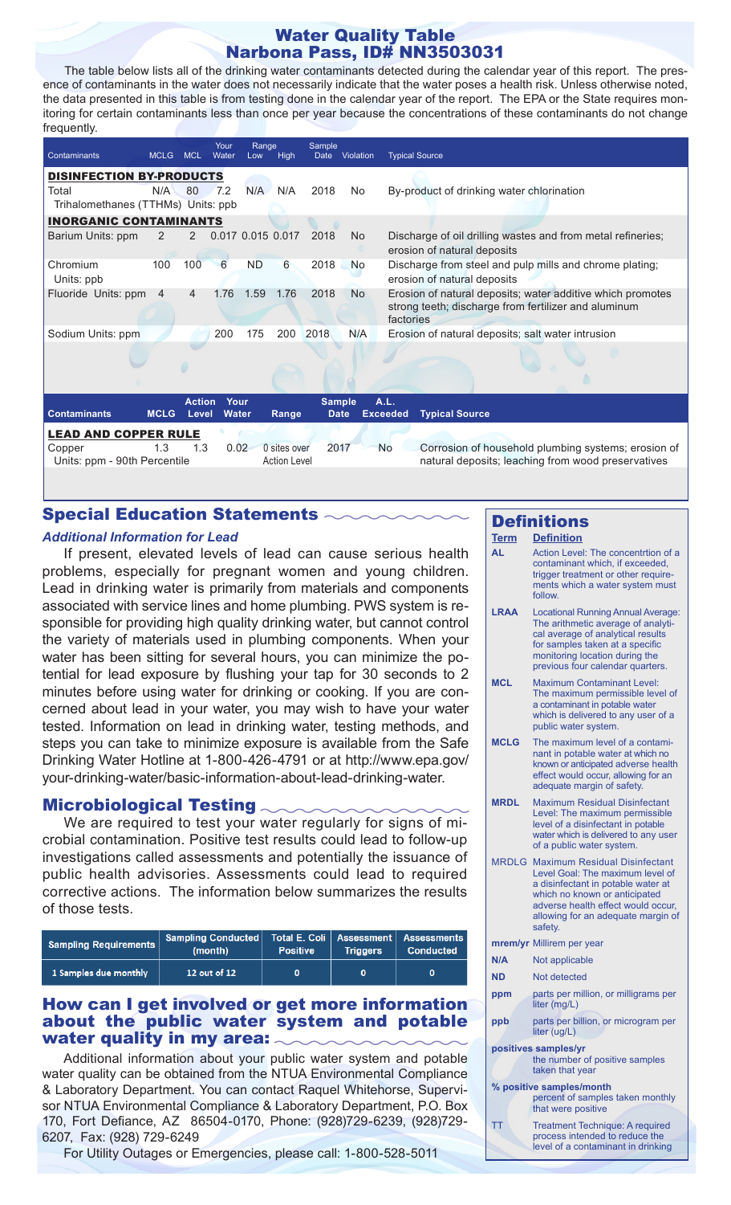# Water Quality Table
## Narbona Pass, ID# NN3503031

The table below lists all of the drinking water contaminants detected during the calendar year of this report. The presence of contaminants in the water does not necessarily indicate that the water poses a health risk. Unless otherwise noted, the data presented in this table is from testing done in the calendar year of the report. The EPA or the State requires monitoring for certain contaminants less than once per year because the concentrations of these contaminants do not change frequently.

| Contaminants | MCLG | MCL | Your Water | Range Low | Range High | Sample Date | Violation | Typical Source |
|---|---|---|---|---|---|---|---|---|
| **DISINFECTION BY-PRODUCTS** | | | | | | | | |
| Total Trihalomethanes (TTHMs) Units: ppb | N/A | 80 | 7.2 | N/A | N/A | 2018 | No | By-product of drinking water chlorination |
| **INORGANIC CONTAMINANTS** | | | | | | | | |
| Barium Units: ppm | 2 | 2 | 0.017 | 0.015 | 0.017 | 2018 | No | Discharge of oil drilling wastes and from metal refineries; erosion of natural deposits |
| Chromium Units: ppb | 100 | 100 | 6 | ND | 6 | 2018 | No | Discharge from steel and pulp mills and chrome plating; erosion of natural deposits |
| Fluoride Units: ppm | 4 | 4 | 1.76 | 1.59 | 1.76 | 2018 | No | Erosion of natural deposits; water additive which promotes strong teeth; discharge from fertilizer and aluminum factories |
| Sodium Units: ppm | | | 200 | 175 | 200 | 2018 | N/A | Erosion of natural deposits; salt water intrusion |

| Contaminants | MCLG | Action Level | Your Water | Range | Sample Date | A.L. Exceeded | Typical Source |
|---|---|---|---|---|---|---|---|
| **LEAD AND COPPER RULE** | | | | | | | |
| Copper Units: ppm - 90th Percentile | 1.3 | 1.3 | 0.02 | 0 sites over Action Level | 2017 | No | Corrosion of household plumbing systems; erosion of natural deposits; leaching from wood preservatives |

## Special Education Statements

### *Additional Information for Lead*

If present, elevated levels of lead can cause serious health problems, especially for pregnant women and young children. Lead in drinking water is primarily from materials and components associated with service lines and home plumbing. PWS system is responsible for providing high quality drinking water, but cannot control the variety of materials used in plumbing components. When your water has been sitting for several hours, you can minimize the potential for lead exposure by flushing your tap for 30 seconds to 2 minutes before using water for drinking or cooking. If you are concerned about lead in your water, you may wish to have your water tested. Information on lead in drinking water, testing methods, and steps you can take to minimize exposure is available from the Safe Drinking Water Hotline at 1-800-426-4791 or at http://www.epa.gov/your-drinking-water/basic-information-about-lead-drinking-water.

## Microbiological Testing

We are required to test your water regularly for signs of microbial contamination. Positive test results could lead to follow-up investigations called assessments and potentially the issuance of public health advisories. Assessments could lead to required corrective actions. The information below summarizes the results of those tests.

| Sampling Requirements | Sampling Conducted (month) | Total E. Coli Positive | Assessment Triggers | Assessments Conducted |
|---|---|---|---|---|
| 1 Samples due monthly | 12 out of 12 | 0 | 0 | 0 |

## How can I get involved or get more information about the public water system and potable water quality in my area:

Additional information about your public water system and potable water quality can be obtained from the NTUA Environmental Compliance & Laboratory Department. You can contact Raquel Whitehorse, Supervisor NTUA Environmental Compliance & Laboratory Department, P.O. Box 170, Fort Defiance, AZ 86504-0170, Phone: (928)729-6239, (928)729-6207, Fax: (928) 729-6249

For Utility Outages or Emergencies, please call: 1-800-528-5011

## Definitions

| Term | Definition |
|---|---|
| **AL** | Action Level: The concentrtion of a contaminant which, if exceeded, trigger treatment or other requirements which a water system must follow. |
| **LRAA** | Locational Running Annual Average: The arithmetic average of analytical average of analytical results for samples taken at a specific monitoring location during the previous four calendar quarters. |
| **MCL** | Maximum Contaminant Level: The maximum permissible level of a contaminant in potable water which is delivered to any user of a public water system. |
| **MCLG** | The maximum level of a contaminant in potable water at which no known or anticipated adverse health effect would occur, allowing for an adequate margin of safety. |
| **MRDL** | Maximum Residual Disinfectant Level: The maximum permissible level of a disinfectant in potable water which is delivered to any user of a public water system. |
| **MRDLG** | Maximum Residual Disinfectant Level Goal: The maximum level of a disinfectant in potable water at which no known or anticipated adverse health effect would occur, allowing for an adequate margin of safety. |
| **mrem/yr** | Millirem per year |
| **N/A** | Not applicable |
| **ND** | Not detected |
| **ppm** | parts per million, or milligrams per liter (mg/L) |
| **ppb** | parts per billion, or microgram per liter (ug/L) |
| **positives samples/yr** | the number of positive samples taken that year |
| **% positive samples/month** | percent of samples taken monthly that were positive |
| **TT** | Treatment Technique: A required process intended to reduce the level of a contaminant in drinking |